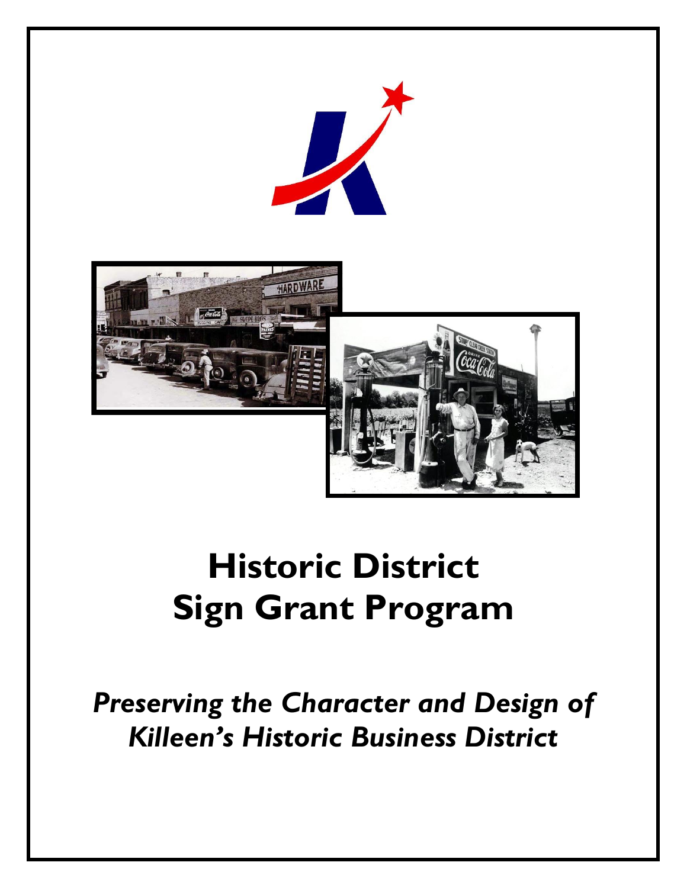# Historic District Sign Grant Program

*Preserving the Character and Design of Killeen's Historic Business District*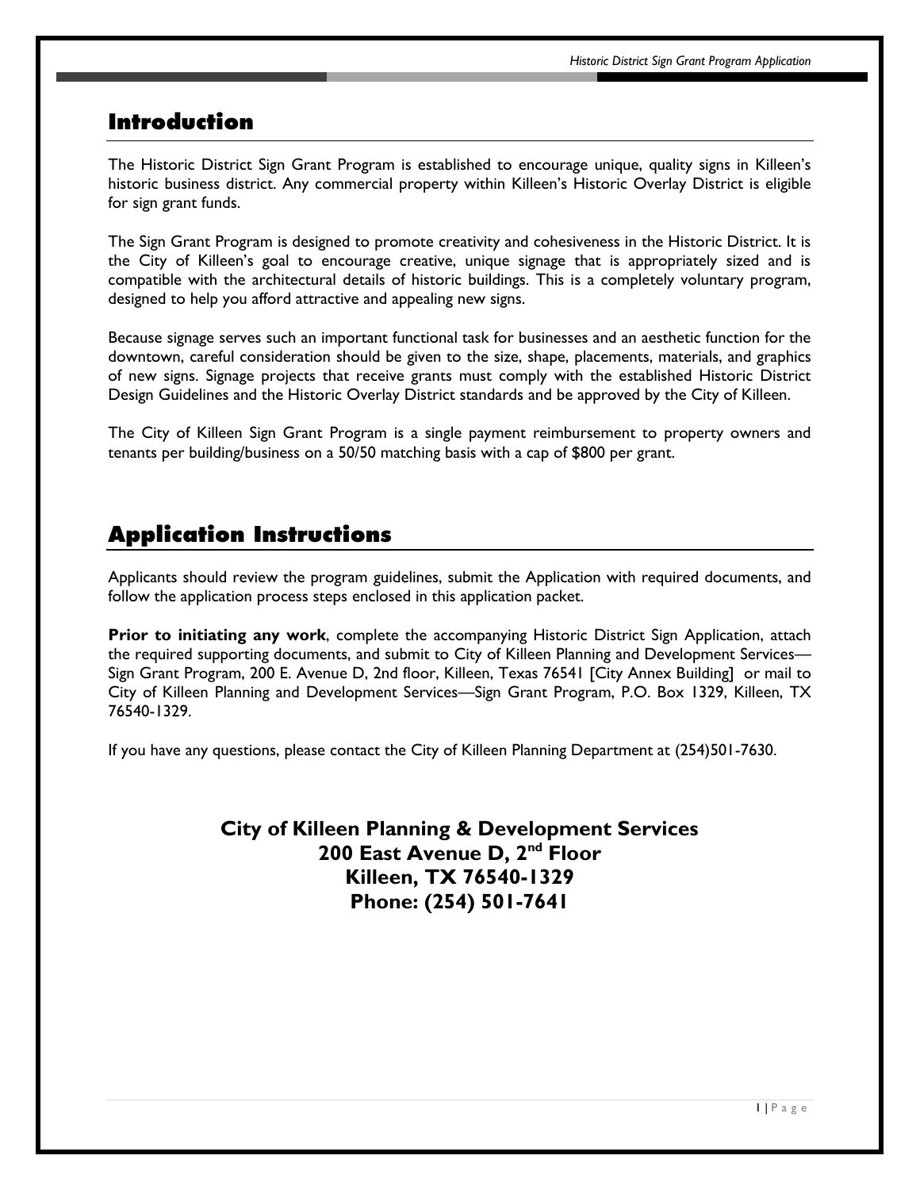## Introduction

The Historic District Sign Grant Program is established to encourage unique, quality signs in Killeen's historic business district. Any commercial property within Killeen's Historic Overlay District is eligible for sign grant funds.

The Sign Grant Program is designed to promote creativity and cohesiveness in the Historic District. It is the City of Killeen's goal to encourage creative, unique signage that is appropriately sized and is compatible with the architectural details of historic buildings. This is a completely voluntary program, designed to help you afford attractive and appealing new signs.

Because signage serves such an important functional task for businesses and an aesthetic function for the downtown, careful consideration should be given to the size, shape, placements, materials, and graphics of new signs. Signage projects that receive grants must comply with the established Historic District Design Guidelines and the Historic Overlay District standards and be approved by the City of Killeen.

The City of Killeen Sign Grant Program is a single payment reimbursement to property owners and tenants per building/business on a 50/50 matching basis with a cap of $800 per grant.

## Application Instructions

Applicants should review the program guidelines, submit the Application with required documents, and follow the application process steps enclosed in this application packet.

**Prior to initiating any work**, complete the accompanying Historic District Sign Application, attach the required supporting documents, and submit to City of Killeen Planning and Development Services—Sign Grant Program, 200 E. Avenue D, 2nd floor, Killeen, Texas 76541 [City Annex Building] or mail to City of Killeen Planning and Development Services—Sign Grant Program, P.O. Box 1329, Killeen, TX 76540-1329.

If you have any questions, please contact the City of Killeen Planning Department at (254)501-7630.

**City of Killeen Planning & Development Services**
**200 East Avenue D, 2nd Floor**
**Killeen, TX 76540-1329**
**Phone: (254) 501-7641**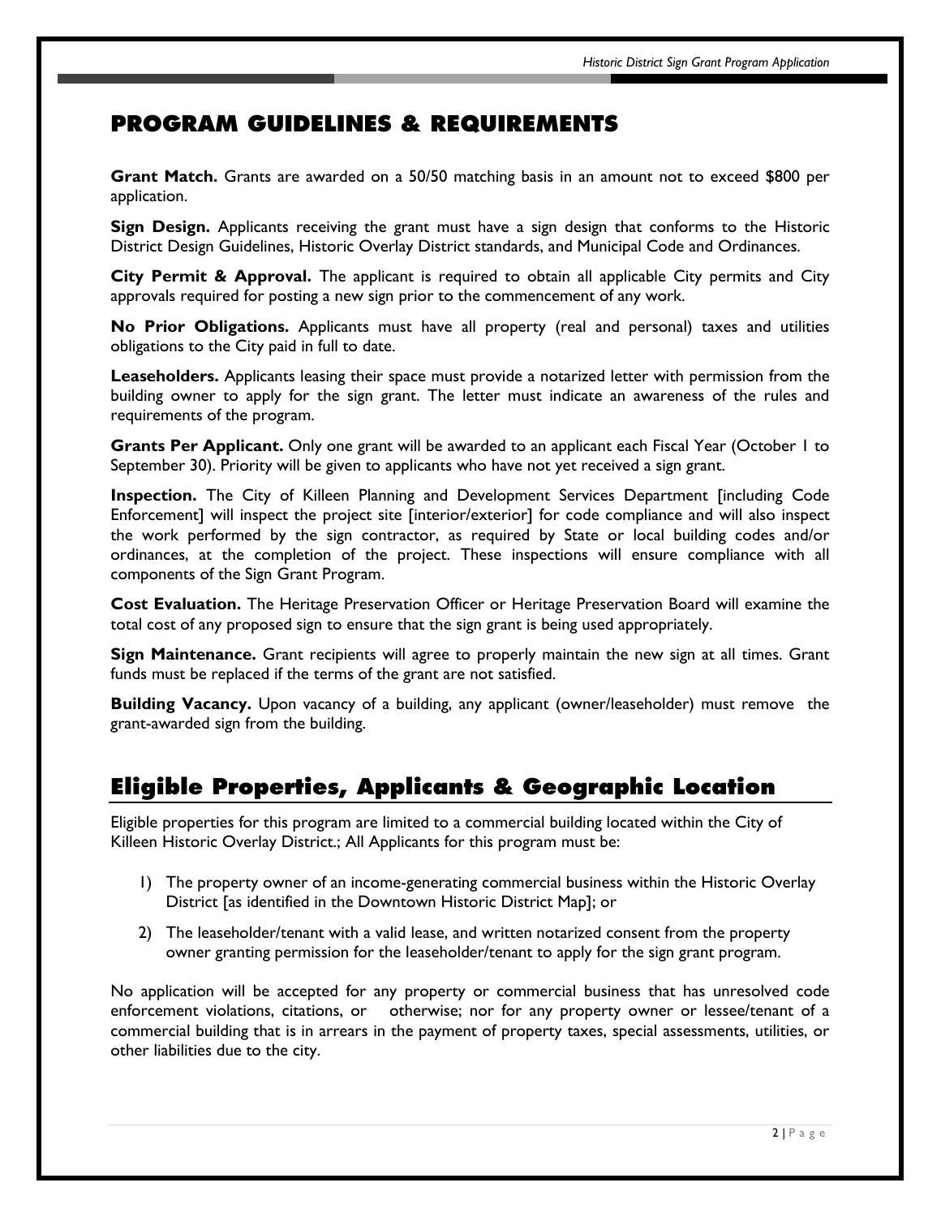## PROGRAM GUIDELINES & REQUIREMENTS

**Grant Match.** Grants are awarded on a 50/50 matching basis in an amount not to exceed $800 per application.

**Sign Design.** Applicants receiving the grant must have a sign design that conforms to the Historic District Design Guidelines, Historic Overlay District standards, and Municipal Code and Ordinances.

**City Permit & Approval.** The applicant is required to obtain all applicable City permits and City approvals required for posting a new sign prior to the commencement of any work.

**No Prior Obligations.** Applicants must have all property (real and personal) taxes and utilities obligations to the City paid in full to date.

**Leaseholders.** Applicants leasing their space must provide a notarized letter with permission from the building owner to apply for the sign grant. The letter must indicate an awareness of the rules and requirements of the program.

**Grants Per Applicant.** Only one grant will be awarded to an applicant each Fiscal Year (October 1 to September 30). Priority will be given to applicants who have not yet received a sign grant.

**Inspection.** The City of Killeen Planning and Development Services Department [including Code Enforcement] will inspect the project site [interior/exterior] for code compliance and will also inspect the work performed by the sign contractor, as required by State or local building codes and/or ordinances, at the completion of the project. These inspections will ensure compliance with all components of the Sign Grant Program.

**Cost Evaluation.** The Heritage Preservation Officer or Heritage Preservation Board will examine the total cost of any proposed sign to ensure that the sign grant is being used appropriately.

**Sign Maintenance.** Grant recipients will agree to properly maintain the new sign at all times. Grant funds must be replaced if the terms of the grant are not satisfied.

**Building Vacancy.** Upon vacancy of a building, any applicant (owner/leaseholder) must remove the grant-awarded sign from the building.

## Eligible Properties, Applicants & Geographic Location

Eligible properties for this program are limited to a commercial building located within the City of Killeen Historic Overlay District.; All Applicants for this program must be:

1) The property owner of an income-generating commercial business within the Historic Overlay District [as identified in the Downtown Historic District Map]; or
2) The leaseholder/tenant with a valid lease, and written notarized consent from the property owner granting permission for the leaseholder/tenant to apply for the sign grant program.

No application will be accepted for any property or commercial business that has unresolved code enforcement violations, citations, or otherwise; nor for any property owner or lessee/tenant of a commercial building that is in arrears in the payment of property taxes, special assessments, utilities, or other liabilities due to the city.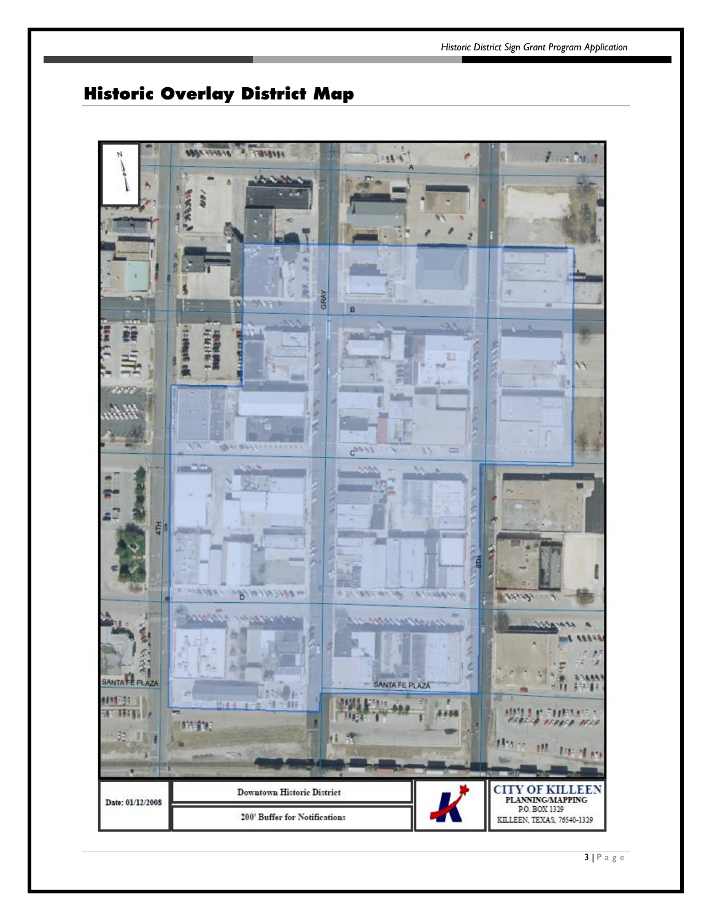## Historic Overlay District Map

| Date: 01/12/2008 | Downtown Historic District | | CITY OF KILLEEN PLANNING/MAPPING P.O. BOX 1329 KILLEEN, TEXAS, 76540-1329 |
|---|---|---|---|
| | 200' Buffer for Notifications | | |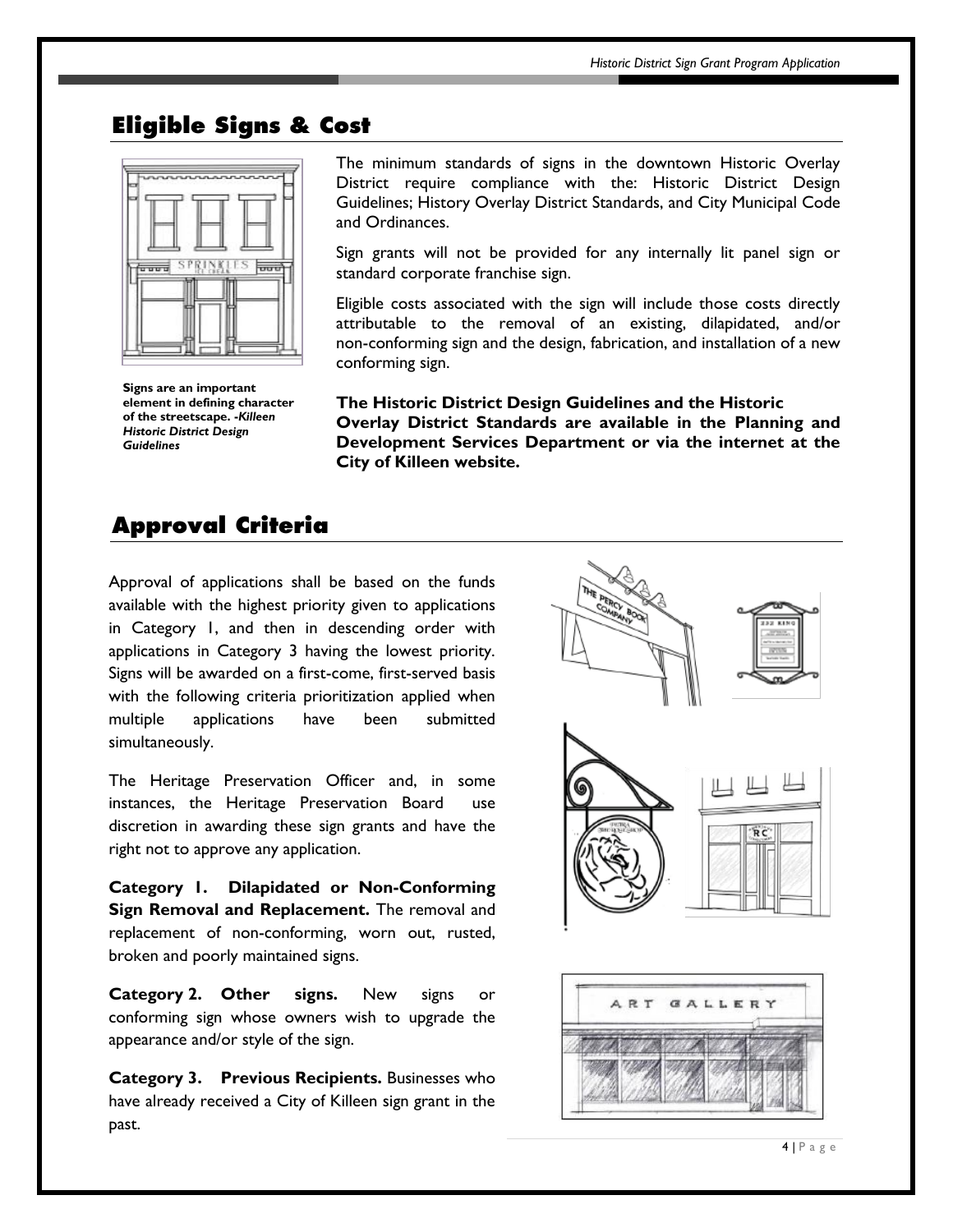## Eligible Signs & Cost

The minimum standards of signs in the downtown Historic Overlay District require compliance with the: Historic District Design Guidelines; History Overlay District Standards, and City Municipal Code and Ordinances.

Sign grants will not be provided for any internally lit panel sign or standard corporate franchise sign.

Eligible costs associated with the sign will include those costs directly attributable to the removal of an existing, dilapidated, and/or non-conforming sign and the design, fabrication, and installation of a new conforming sign.

**Signs are an important element in defining character of the streetscape. -*Killeen Historic District Design Guidelines***

**The Historic District Design Guidelines and the Historic Overlay District Standards are available in the Planning and Development Services Department or via the internet at the City of Killeen website.**

## Approval Criteria

Approval of applications shall be based on the funds available with the highest priority given to applications in Category 1, and then in descending order with applications in Category 3 having the lowest priority. Signs will be awarded on a first-come, first-served basis with the following criteria prioritization applied when multiple applications have been submitted simultaneously.

The Heritage Preservation Officer and, in some instances, the Heritage Preservation Board use discretion in awarding these sign grants and have the right not to approve any application.

**Category 1. Dilapidated or Non-Conforming Sign Removal and Replacement.** The removal and replacement of non-conforming, worn out, rusted, broken and poorly maintained signs.

**Category 2. Other signs.** New signs or conforming sign whose owners wish to upgrade the appearance and/or style of the sign.

**Category 3. Previous Recipients.** Businesses who have already received a City of Killeen sign grant in the past.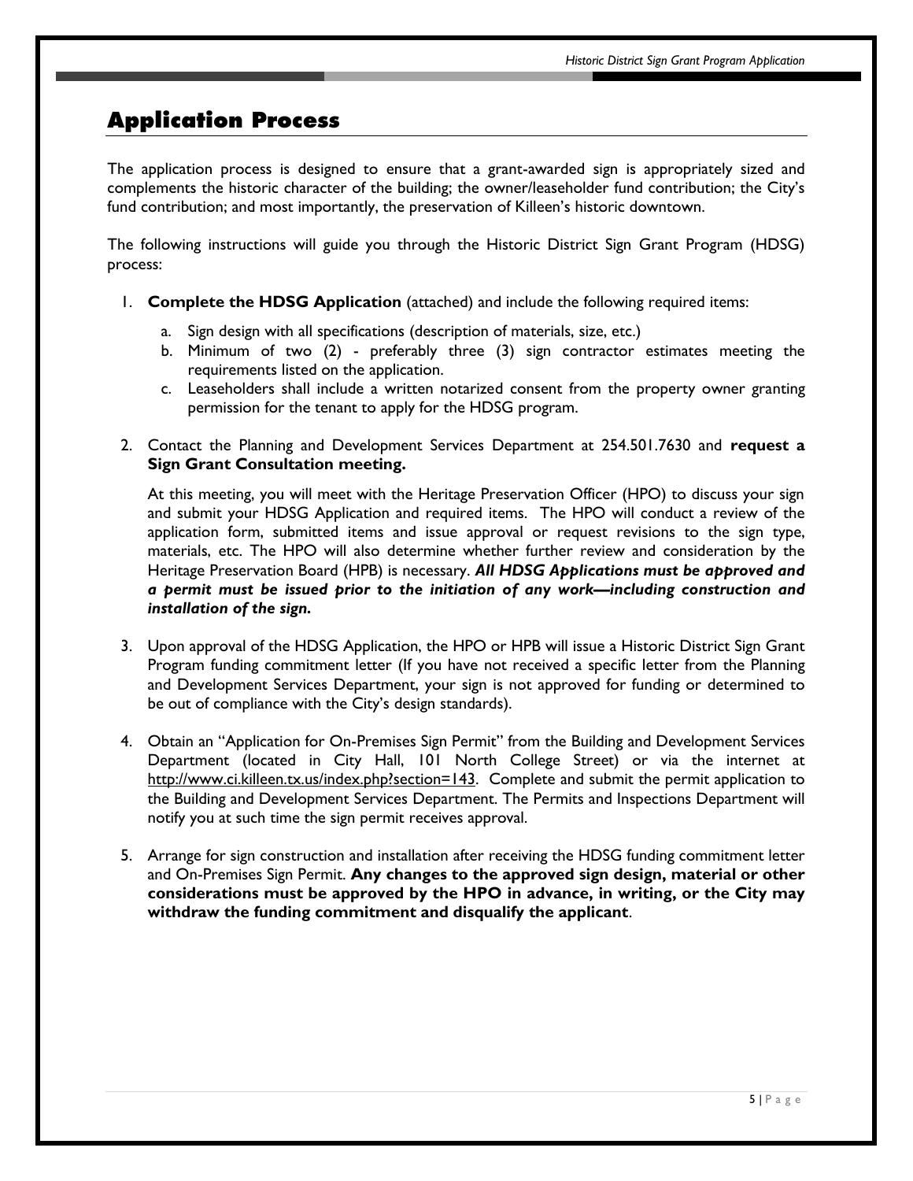## Application Process

The application process is designed to ensure that a grant-awarded sign is appropriately sized and complements the historic character of the building; the owner/leaseholder fund contribution; the City's fund contribution; and most importantly, the preservation of Killeen's historic downtown.

The following instructions will guide you through the Historic District Sign Grant Program (HDSG) process:

1. **Complete the HDSG Application** (attached) and include the following required items:
   a. Sign design with all specifications (description of materials, size, etc.)
   b. Minimum of two (2) - preferably three (3) sign contractor estimates meeting the requirements listed on the application.
   c. Leaseholders shall include a written notarized consent from the property owner granting permission for the tenant to apply for the HDSG program.

2. Contact the Planning and Development Services Department at 254.501.7630 and **request a Sign Grant Consultation meeting.**

   At this meeting, you will meet with the Heritage Preservation Officer (HPO) to discuss your sign and submit your HDSG Application and required items. The HPO will conduct a review of the application form, submitted items and issue approval or request revisions to the sign type, materials, etc. The HPO will also determine whether further review and consideration by the Heritage Preservation Board (HPB) is necessary. ***All HDSG Applications must be approved and a permit must be issued prior to the initiation of any work—including construction and installation of the sign.***

3. Upon approval of the HDSG Application, the HPO or HPB will issue a Historic District Sign Grant Program funding commitment letter (If you have not received a specific letter from the Planning and Development Services Department, your sign is not approved for funding or determined to be out of compliance with the City's design standards).

4. Obtain an "Application for On-Premises Sign Permit" from the Building and Development Services Department (located in City Hall, 101 North College Street) or via the internet at http://www.ci.killeen.tx.us/index.php?section=143. Complete and submit the permit application to the Building and Development Services Department. The Permits and Inspections Department will notify you at such time the sign permit receives approval.

5. Arrange for sign construction and installation after receiving the HDSG funding commitment letter and On-Premises Sign Permit. **Any changes to the approved sign design, material or other considerations must be approved by the HPO in advance, in writing, or the City may withdraw the funding commitment and disqualify the applicant**.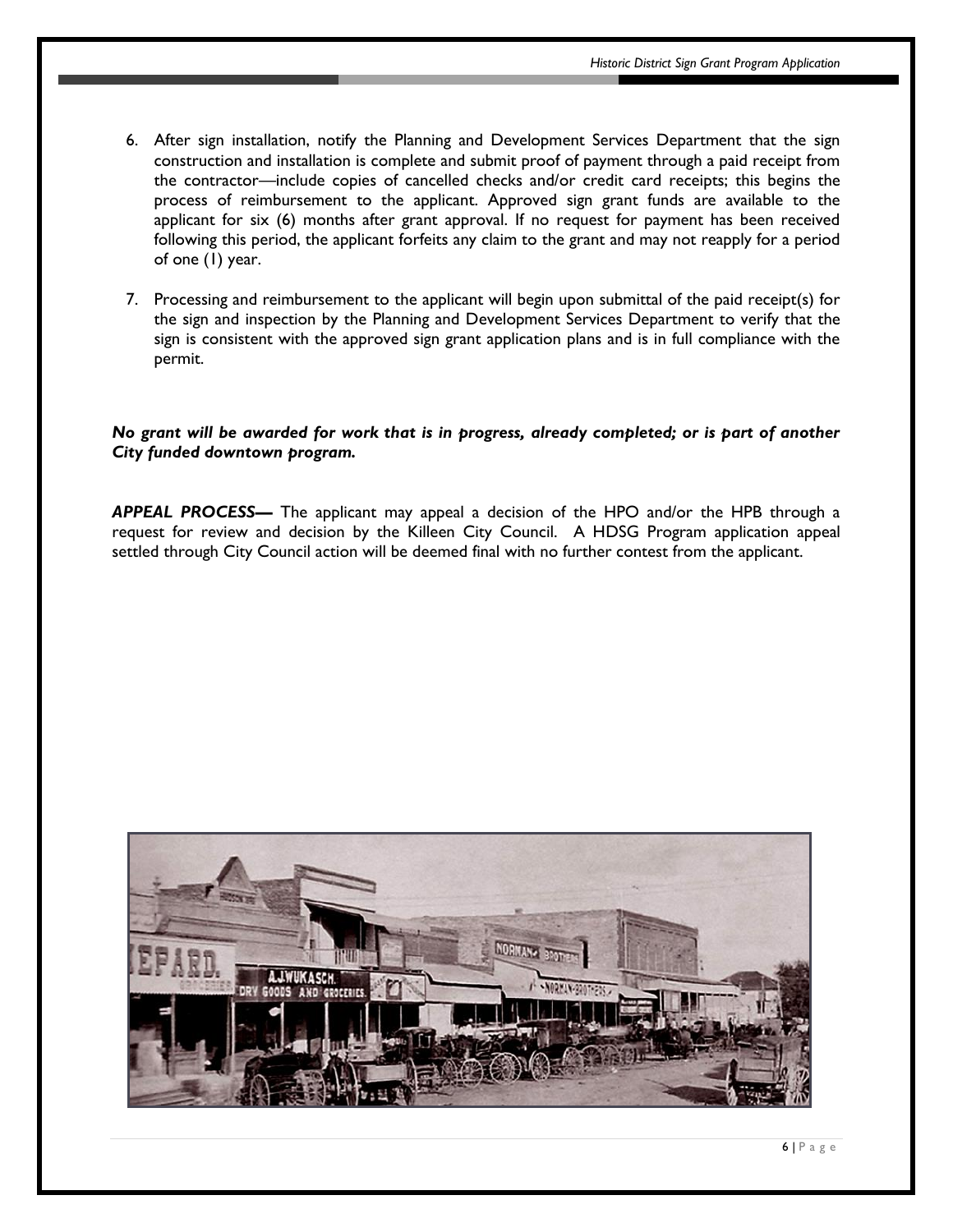6. After sign installation, notify the Planning and Development Services Department that the sign construction and installation is complete and submit proof of payment through a paid receipt from the contractor—include copies of cancelled checks and/or credit card receipts; this begins the process of reimbursement to the applicant. Approved sign grant funds are available to the applicant for six (6) months after grant approval. If no request for payment has been received following this period, the applicant forfeits any claim to the grant and may not reapply for a period of one (1) year.

7. Processing and reimbursement to the applicant will begin upon submittal of the paid receipt(s) for the sign and inspection by the Planning and Development Services Department to verify that the sign is consistent with the approved sign grant application plans and is in full compliance with the permit.

***No grant will be awarded for work that is in progress, already completed; or is part of another City funded downtown program.***

***APPEAL PROCESS—*** The applicant may appeal a decision of the HPO and/or the HPB through a request for review and decision by the Killeen City Council. A HDSG Program application appeal settled through City Council action will be deemed final with no further contest from the applicant.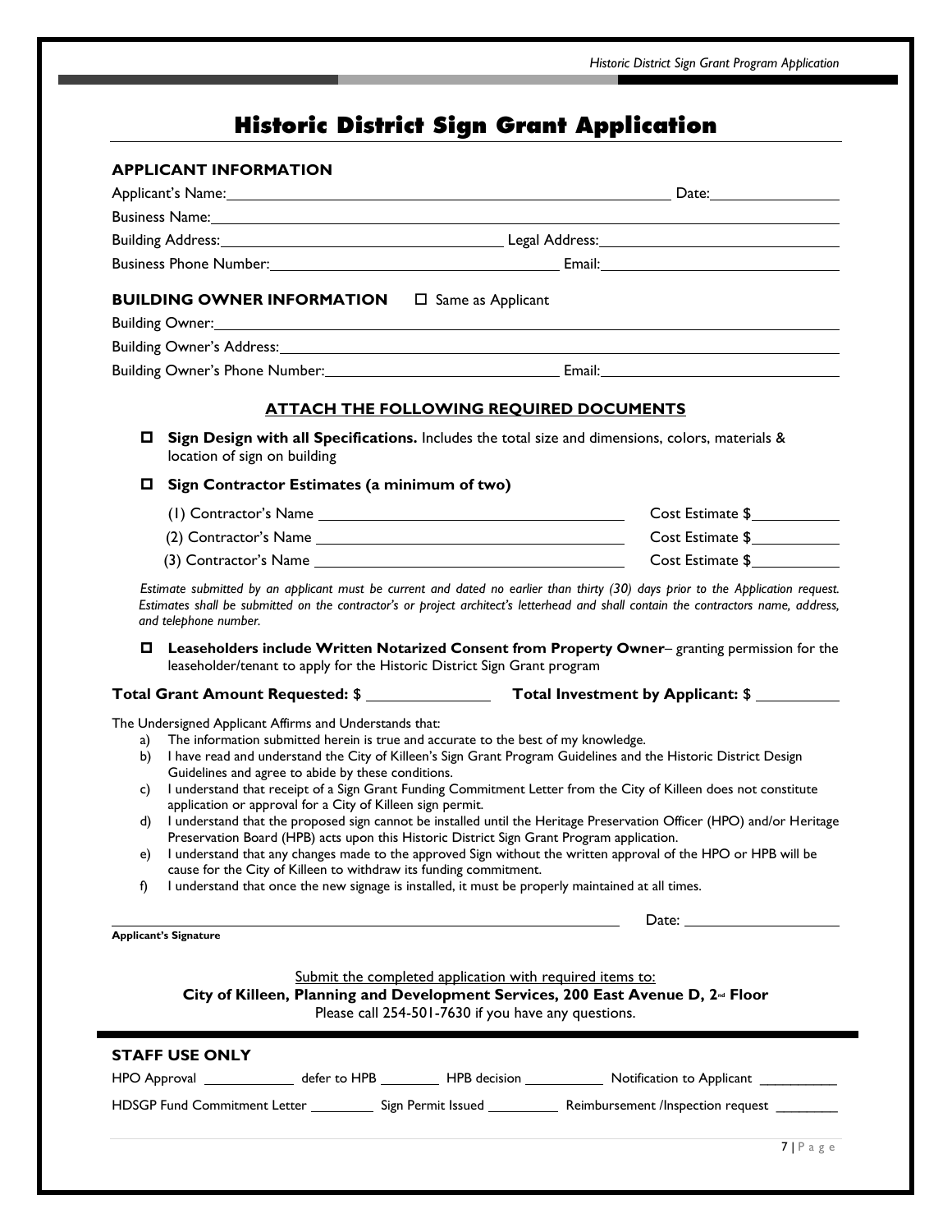# Historic District Sign Grant Application

## APPLICANT INFORMATION

Applicant's Name: ______________________________ Date: ____________

Business Name: ______________________________

Building Address: ______________________ Legal Address: ______________________

Business Phone Number: ______________________ Email: ______________________

## BUILDING OWNER INFORMATION ☐ Same as Applicant

Building Owner: ______________________________

Building Owner's Address: ______________________________

Building Owner's Phone Number: ______________________ Email: ______________________

### ATTACH THE FOLLOWING REQUIRED DOCUMENTS

☐ **Sign Design with all Specifications.** Includes the total size and dimensions, colors, materials & location of sign on building

☐ **Sign Contractor Estimates (a minimum of two)**

(1) Contractor's Name ______________________ Cost Estimate $__________

(2) Contractor's Name ______________________ Cost Estimate $__________

(3) Contractor's Name ______________________ Cost Estimate $__________

*Estimate submitted by an applicant must be current and dated no earlier than thirty (30) days prior to the Application request. Estimates shall be submitted on the contractor's or project architect's letterhead and shall contain the contractors name, address, and telephone number.*

☐ **Leaseholders include Written Notarized Consent from Property Owner**– granting permission for the leaseholder/tenant to apply for the Historic District Sign Grant program

**Total Grant Amount Requested:** $ __________ **Total Investment by Applicant:** $ __________

The Undersigned Applicant Affirms and Understands that:

a) The information submitted herein is true and accurate to the best of my knowledge.
b) I have read and understand the City of Killeen's Sign Grant Program Guidelines and the Historic District Design Guidelines and agree to abide by these conditions.
c) I understand that receipt of a Sign Grant Funding Commitment Letter from the City of Killeen does not constitute application or approval for a City of Killeen sign permit.
d) I understand that the proposed sign cannot be installed until the Heritage Preservation Officer (HPO) and/or Heritage Preservation Board (HPB) acts upon this Historic District Sign Grant Program application.
e) I understand that any changes made to the approved Sign without the written approval of the HPO or HPB will be cause for the City of Killeen to withdraw its funding commitment.
f) I understand that once the new signage is installed, it must be properly maintained at all times.

______________________________ Date: ____________

**Applicant's Signature**

Submit the completed application with required items to:

**City of Killeen, Planning and Development Services, 200 East Avenue D, 2nd Floor**

Please call 254-501-7630 if you have any questions.

## STAFF USE ONLY

HPO Approval __________ defer to HPB __________ HPB decision __________ Notification to Applicant __________

HDSGP Fund Commitment Letter __________ Sign Permit Issued __________ Reimbursement /Inspection request __________